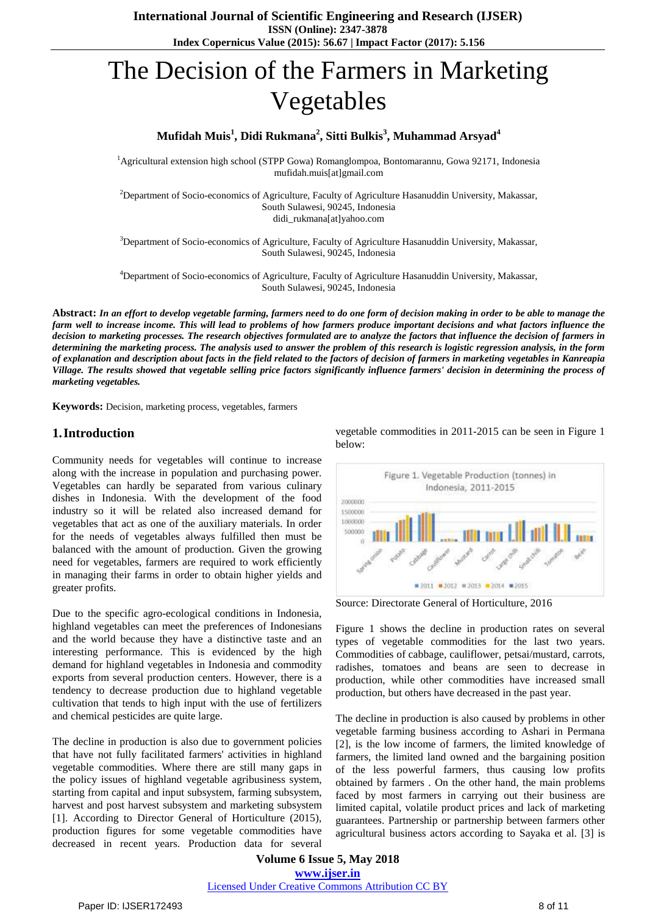# The Decision of the Farmers in Marketing Vegetables

**Mufidah Muis[1], Didi Rukmana[2], Sitti Bulkis[3], Muhammad Arsyad[4]**

[1]Agricultural extension high school (STPP Gowa) Romanglompoa, Bontomarannu, Gowa 92171, Indonesia
mufidah.muis[at]gmail.com

[2]Department of Socio-economics of Agriculture, Faculty of Agriculture Hasanuddin University, Makassar, South Sulawesi, 90245, Indonesia
didi_rukmana[at]yahoo.com

[3]Department of Socio-economics of Agriculture, Faculty of Agriculture Hasanuddin University, Makassar, South Sulawesi, 90245, Indonesia

[4]Department of Socio-economics of Agriculture, Faculty of Agriculture Hasanuddin University, Makassar, South Sulawesi, 90245, Indonesia

**Abstract:** ***In an effort to develop vegetable farming, farmers need to do one form of decision making in order to be able to manage the farm well to increase income. This will lead to problems of how farmers produce important decisions and what factors influence the decision to marketing processes. The research objectives formulated are to analyze the factors that influence the decision of farmers in determining the marketing process. The analysis used to answer the problem of this research is logistic regression analysis, in the form of explanation and description about facts in the field related to the factors of decision of farmers in marketing vegetables in Kanreapia Village. The results showed that vegetable selling price factors significantly influence farmers' decision in determining the process of marketing vegetables.***

**Keywords:** Decision, marketing process, vegetables, farmers

## 1. Introduction

Community needs for vegetables will continue to increase along with the increase in population and purchasing power. Vegetables can hardly be separated from various culinary dishes in Indonesia. With the development of the food industry so it will be related also increased demand for vegetables that act as one of the auxiliary materials. In order for the needs of vegetables always fulfilled then must be balanced with the amount of production. Given the growing need for vegetables, farmers are required to work efficiently in managing their farms in order to obtain higher yields and greater profits.

Due to the specific agro-ecological conditions in Indonesia, highland vegetables can meet the preferences of Indonesians and the world because they have a distinctive taste and an interesting performance. This is evidenced by the high demand for highland vegetables in Indonesia and commodity exports from several production centers. However, there is a tendency to decrease production due to highland vegetable cultivation that tends to high input with the use of fertilizers and chemical pesticides are quite large.

The decline in production is also due to government policies that have not fully facilitated farmers' activities in highland vegetable commodities. Where there are still many gaps in the policy issues of highland vegetable agribusiness system, starting from capital and input subsystem, farming subsystem, harvest and post harvest subsystem and marketing subsystem [1]. According to Director General of Horticulture (2015), production figures for some vegetable commodities have decreased in recent years. Production data for several vegetable commodities in 2011-2015 can be seen in Figure 1 below:

Figure 1. Vegetable Production (tonnes) in Indonesia, 2011-2015

Source: Directorate General of Horticulture, 2016

Figure 1 shows the decline in production rates on several types of vegetable commodities for the last two years. Commodities of cabbage, cauliflower, petsai/mustard, carrots, radishes, tomatoes and beans are seen to decrease in production, while other commodities have increased small production, but others have decreased in the past year.

The decline in production is also caused by problems in other vegetable farming business according to Ashari in Permana [2], is the low income of farmers, the limited knowledge of farmers, the limited land owned and the bargaining position of the less powerful farmers, thus causing low profits obtained by farmers . On the other hand, the main problems faced by most farmers in carrying out their business are limited capital, volatile product prices and lack of marketing guarantees. Partnership or partnership between farmers other agricultural business actors according to Sayaka et al. [3] is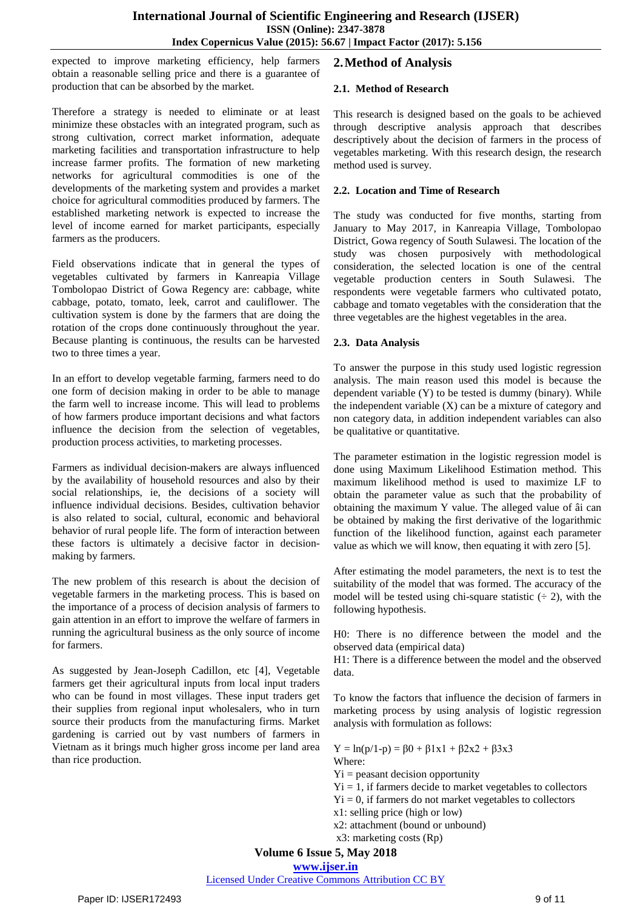expected to improve marketing efficiency, help farmers obtain a reasonable selling price and there is a guarantee of production that can be absorbed by the market.

Therefore a strategy is needed to eliminate or at least minimize these obstacles with an integrated program, such as strong cultivation, correct market information, adequate marketing facilities and transportation infrastructure to help increase farmer profits. The formation of new marketing networks for agricultural commodities is one of the developments of the marketing system and provides a market choice for agricultural commodities produced by farmers. The established marketing network is expected to increase the level of income earned for market participants, especially farmers as the producers.

Field observations indicate that in general the types of vegetables cultivated by farmers in Kanreapia Village Tombolopao District of Gowa Regency are: cabbage, white cabbage, potato, tomato, leek, carrot and cauliflower. The cultivation system is done by the farmers that are doing the rotation of the crops done continuously throughout the year. Because planting is continuous, the results can be harvested two to three times a year.

In an effort to develop vegetable farming, farmers need to do one form of decision making in order to be able to manage the farm well to increase income. This will lead to problems of how farmers produce important decisions and what factors influence the decision from the selection of vegetables, production process activities, to marketing processes.

Farmers as individual decision-makers are always influenced by the availability of household resources and also by their social relationships, ie, the decisions of a society will influence individual decisions. Besides, cultivation behavior is also related to social, cultural, economic and behavioral behavior of rural people life. The form of interaction between these factors is ultimately a decisive factor in decision-making by farmers.

The new problem of this research is about the decision of vegetable farmers in the marketing process. This is based on the importance of a process of decision analysis of farmers to gain attention in an effort to improve the welfare of farmers in running the agricultural business as the only source of income for farmers.

As suggested by Jean-Joseph Cadillon, etc [4], Vegetable farmers get their agricultural inputs from local input traders who can be found in most villages. These input traders get their supplies from regional input wholesalers, who in turn source their products from the manufacturing firms. Market gardening is carried out by vast numbers of farmers in Vietnam as it brings much higher gross income per land area than rice production.

## 2. Method of Analysis

### 2.1. Method of Research

This research is designed based on the goals to be achieved through descriptive analysis approach that describes descriptively about the decision of farmers in the process of vegetables marketing. With this research design, the research method used is survey.

### 2.2. Location and Time of Research

The study was conducted for five months, starting from January to May 2017, in Kanreapia Village, Tombolopao District, Gowa regency of South Sulawesi. The location of the study was chosen purposively with methodological consideration, the selected location is one of the central vegetable production centers in South Sulawesi. The respondents were vegetable farmers who cultivated potato, cabbage and tomato vegetables with the consideration that the three vegetables are the highest vegetables in the area.

### 2.3. Data Analysis

To answer the purpose in this study used logistic regression analysis. The main reason used this model is because the dependent variable (Y) to be tested is dummy (binary). While the independent variable (X) can be a mixture of category and non category data, in addition independent variables can also be qualitative or quantitative.

The parameter estimation in the logistic regression model is done using Maximum Likelihood Estimation method. This maximum likelihood method is used to maximize LF to obtain the parameter value as such that the probability of obtaining the maximum Y value. The alleged value of âi can be obtained by making the first derivative of the logarithmic function of the likelihood function, against each parameter value as which we will know, then equating it with zero [5].

After estimating the model parameters, the next is to test the suitability of the model that was formed. The accuracy of the model will be tested using chi-square statistic (÷ 2), with the following hypothesis.

H0: There is no difference between the model and the observed data (empirical data)
H1: There is a difference between the model and the observed data.

To know the factors that influence the decision of farmers in marketing process by using analysis of logistic regression analysis with formulation as follows:

$$Y = \ln(p/1-p) = \beta_0 + \beta_1 x_1 + \beta_2 x_2 + \beta_3 x_3$$

Where:
$Y_i$ = peasant decision opportunity
$Y_i = 1$, if farmers decide to market vegetables to collectors
$Y_i = 0$, if farmers do not market vegetables to collectors
$x_1$: selling price (high or low)
$x_2$: attachment (bound or unbound)
$x_3$: marketing costs (Rp)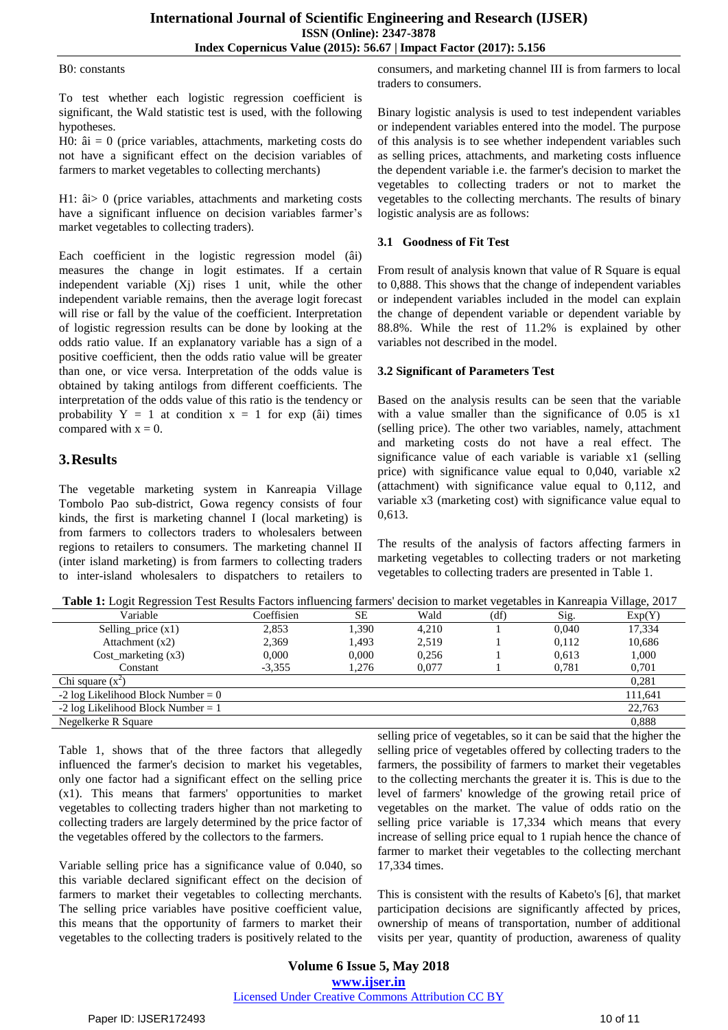B0: constants

To test whether each logistic regression coefficient is significant, the Wald statistic test is used, with the following hypotheses.

H0: âi = 0 (price variables, attachments, marketing costs do not have a significant effect on the decision variables of farmers to market vegetables to collecting merchants)

H1: âi> 0 (price variables, attachments and marketing costs have a significant influence on decision variables farmer's market vegetables to collecting traders).

Each coefficient in the logistic regression model (âi) measures the change in logit estimates. If a certain independent variable (Xj) rises 1 unit, while the other independent variable remains, then the average logit forecast will rise or fall by the value of the coefficient. Interpretation of logistic regression results can be done by looking at the odds ratio value. If an explanatory variable has a sign of a positive coefficient, then the odds ratio value will be greater than one, or vice versa. Interpretation of the odds value is obtained by taking antilogs from different coefficients. The interpretation of the odds value of this ratio is the tendency or probability Y = 1 at condition x = 1 for exp (âi) times compared with x = 0.

# 3. Results

The vegetable marketing system in Kanreapia Village Tombolo Pao sub-district, Gowa regency consists of four kinds, the first is marketing channel I (local marketing) is from farmers to collectors traders to wholesalers between regions to retailers to consumers. The marketing channel II (inter island marketing) is from farmers to collecting traders to inter-island wholesalers to dispatchers to retailers to consumers, and marketing channel III is from farmers to local traders to consumers.

Binary logistic analysis is used to test independent variables or independent variables entered into the model. The purpose of this analysis is to see whether independent variables such as selling prices, attachments, and marketing costs influence the dependent variable i.e. the farmer's decision to market the vegetables to collecting traders or not to market the vegetables to the collecting merchants. The results of binary logistic analysis are as follows:

## 3.1 Goodness of Fit Test

From result of analysis known that value of R Square is equal to 0,888. This shows that the change of independent variables or independent variables included in the model can explain the change of dependent variable or dependent variable by 88.8%. While the rest of 11.2% is explained by other variables not described in the model.

## 3.2 Significant of Parameters Test

Based on the analysis results can be seen that the variable with a value smaller than the significance of 0.05 is x1 (selling price). The other two variables, namely, attachment and marketing costs do not have a real effect. The significance value of each variable is variable x1 (selling price) with significance value equal to 0,040, variable x2 (attachment) with significance value equal to 0,112, and variable x3 (marketing cost) with significance value equal to 0,613.

The results of the analysis of factors affecting farmers in marketing vegetables to collecting traders or not marketing vegetables to collecting traders are presented in Table 1.

**Table 1:** Logit Regression Test Results Factors influencing farmers' decision to market vegetables in Kanreapia Village, 2017

| Variable | Coeffisien | SE | Wald | (df) | Sig. | Exp(Y) |
|---|---|---|---|---|---|---|
| Selling_price (x1) | 2,853 | 1,390 | 4,210 | 1 | 0,040 | 17,334 |
| Attachment (x2) | 2,369 | 1,493 | 2,519 | 1 | 0,112 | 10,686 |
| Cost_marketing (x3) | 0,000 | 0,000 | 0,256 | 1 | 0,613 | 1,000 |
| Constant | -3,355 | 1,276 | 0,077 | 1 | 0,781 | 0,701 |
| Chi square ($x^2$) | | | | | | 0,281 |
| -2 log Likelihood Block Number = 0 | | | | | | 111,641 |
| -2 log Likelihood Block Number = 1 | | | | | | 22,763 |
| Negelkerke R Square | | | | | | 0,888 |

Table 1, shows that of the three factors that allegedly influenced the farmer's decision to market his vegetables, only one factor had a significant effect on the selling price (x1). This means that farmers' opportunities to market vegetables to collecting traders higher than not marketing to collecting traders are largely determined by the price factor of the vegetables offered by the collectors to the farmers.

Variable selling price has a significance value of 0.040, so this variable declared significant effect on the decision of farmers to market their vegetables to collecting merchants. The selling price variables have positive coefficient value, this means that the opportunity of farmers to market their vegetables to the collecting traders is positively related to the selling price of vegetables, so it can be said that the higher the selling price of vegetables offered by collecting traders to the farmers, the possibility of farmers to market their vegetables to the collecting merchants the greater it is. This is due to the level of farmers' knowledge of the growing retail price of vegetables on the market. The value of odds ratio on the selling price variable is 17,334 which means that every increase of selling price equal to 1 rupiah hence the chance of farmer to market their vegetables to the collecting merchant 17,334 times.

This is consistent with the results of Kabeto's [6], that market participation decisions are significantly affected by prices, ownership of means of transportation, number of additional visits per year, quantity of production, awareness of quality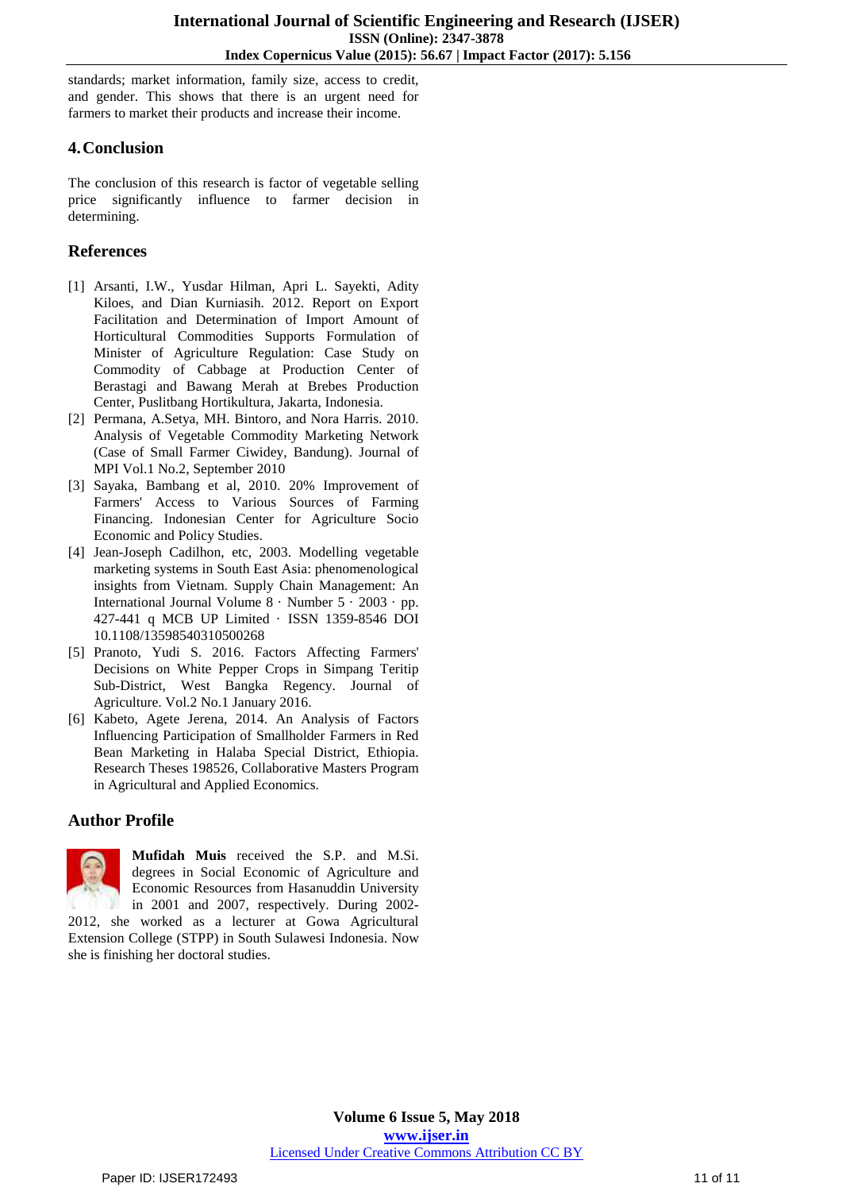standards; market information, family size, access to credit, and gender. This shows that there is an urgent need for farmers to market their products and increase their income.

## 4. Conclusion

The conclusion of this research is factor of vegetable selling price significantly influence to farmer decision in determining.

## References

[1] Arsanti, I.W., Yusdar Hilman, Apri L. Sayekti, Adity Kiloes, and Dian Kurniasih. 2012. Report on Export Facilitation and Determination of Import Amount of Horticultural Commodities Supports Formulation of Minister of Agriculture Regulation: Case Study on Commodity of Cabbage at Production Center of Berastagi and Bawang Merah at Brebes Production Center, Puslitbang Hortikultura, Jakarta, Indonesia.

[2] Permana, A.Setya, MH. Bintoro, and Nora Harris. 2010. Analysis of Vegetable Commodity Marketing Network (Case of Small Farmer Ciwidey, Bandung). Journal of MPI Vol.1 No.2, September 2010

[3] Sayaka, Bambang et al, 2010. 20% Improvement of Farmers' Access to Various Sources of Farming Financing. Indonesian Center for Agriculture Socio Economic and Policy Studies.

[4] Jean-Joseph Cadilhon, etc, 2003. Modelling vegetable marketing systems in South East Asia: phenomenological insights from Vietnam. Supply Chain Management: An International Journal Volume 8 · Number 5 · 2003 · pp. 427-441 q MCB UP Limited · ISSN 1359-8546 DOI 10.1108/13598540310500268

[5] Pranoto, Yudi S. 2016. Factors Affecting Farmers' Decisions on White Pepper Crops in Simpang Teritip Sub-District, West Bangka Regency. Journal of Agriculture. Vol.2 No.1 January 2016.

[6] Kabeto, Agete Jerena, 2014. An Analysis of Factors Influencing Participation of Smallholder Farmers in Red Bean Marketing in Halaba Special District, Ethiopia. Research Theses 198526, Collaborative Masters Program in Agricultural and Applied Economics.

## Author Profile

**Mufidah Muis** received the S.P. and M.Si. degrees in Social Economic of Agriculture and Economic Resources from Hasanuddin University in 2001 and 2007, respectively. During 2002-2012, she worked as a lecturer at Gowa Agricultural Extension College (STPP) in South Sulawesi Indonesia. Now she is finishing her doctoral studies.